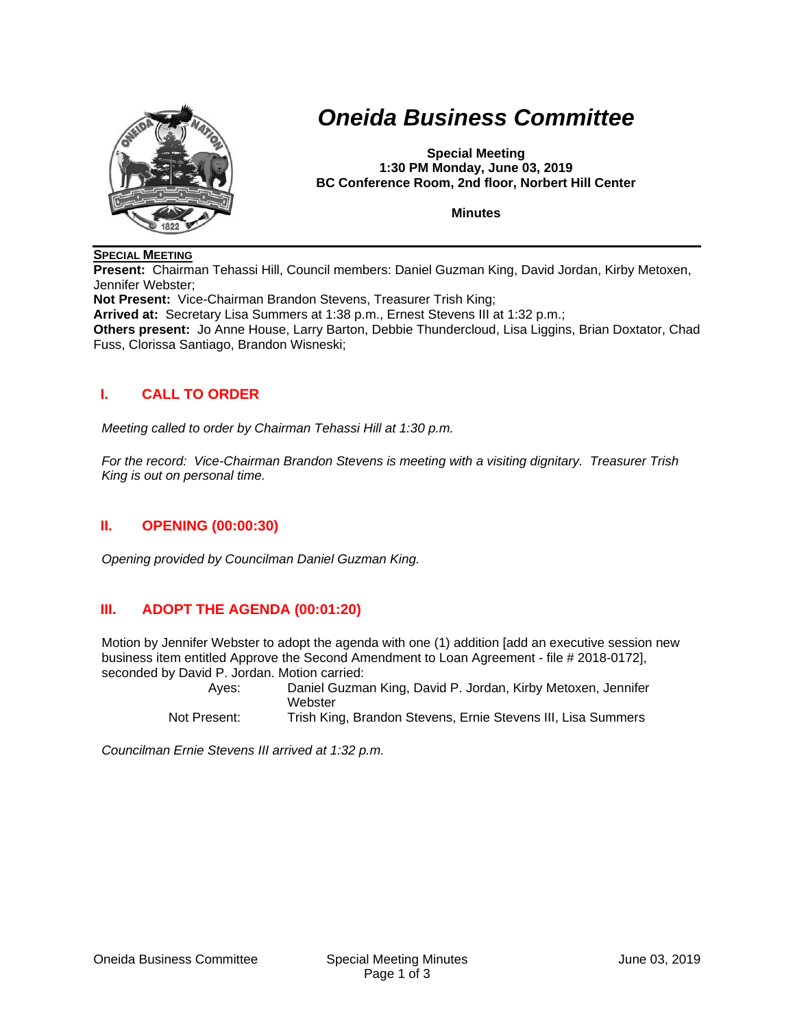# Oneida Business Committee

**Special Meeting**
**1:30 PM Monday, June 03, 2019**
**BC Conference Room, 2nd floor, Norbert Hill Center**

**Minutes**

---

**SPECIAL MEETING**

**Present:** Chairman Tehassi Hill, Council members: Daniel Guzman King, David Jordan, Kirby Metoxen, Jennifer Webster;
**Not Present:** Vice-Chairman Brandon Stevens, Treasurer Trish King;
**Arrived at:** Secretary Lisa Summers at 1:38 p.m., Ernest Stevens III at 1:32 p.m.;
**Others present:** Jo Anne House, Larry Barton, Debbie Thundercloud, Lisa Liggins, Brian Doxtator, Chad Fuss, Clorissa Santiago, Brandon Wisneski;

## I. CALL TO ORDER

*Meeting called to order by Chairman Tehassi Hill at 1:30 p.m.*

*For the record: Vice-Chairman Brandon Stevens is meeting with a visiting dignitary. Treasurer Trish King is out on personal time.*

## II. OPENING (00:00:30)

*Opening provided by Councilman Daniel Guzman King.*

## III. ADOPT THE AGENDA (00:01:20)

Motion by Jennifer Webster to adopt the agenda with one (1) addition [add an executive session new business item entitled Approve the Second Amendment to Loan Agreement - file # 2018-0172], seconded by David P. Jordan. Motion carried:

| | |
|---|---|
| Ayes: | Daniel Guzman King, David P. Jordan, Kirby Metoxen, Jennifer Webster |
| Not Present: | Trish King, Brandon Stevens, Ernie Stevens III, Lisa Summers |

*Councilman Ernie Stevens III arrived at 1:32 p.m.*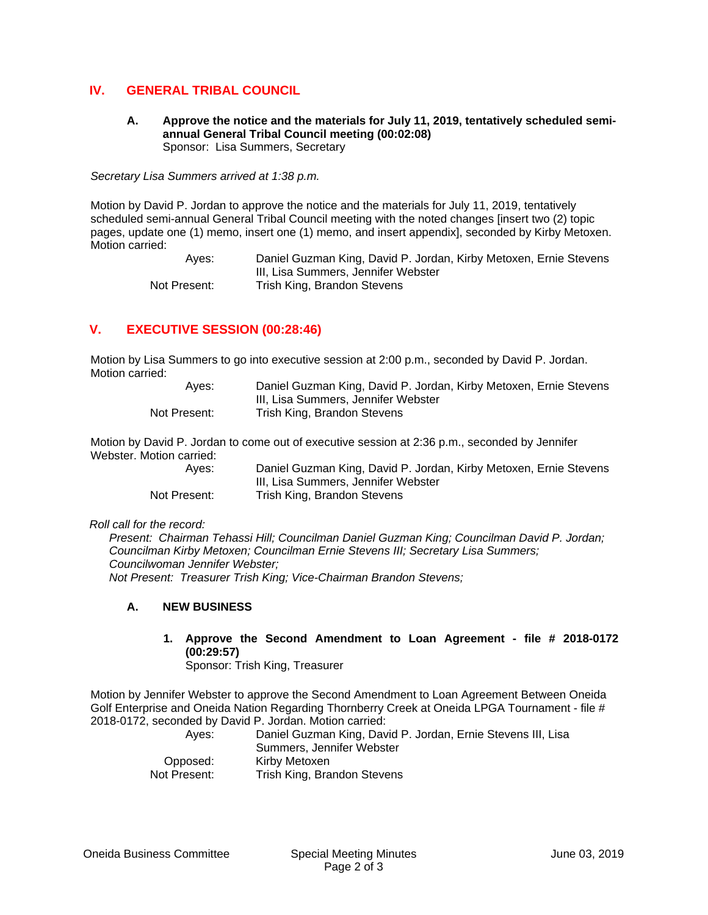## IV. GENERAL TRIBAL COUNCIL

**A. Approve the notice and the materials for July 11, 2019, tentatively scheduled semi-annual General Tribal Council meeting (00:02:08)**
Sponsor: Lisa Summers, Secretary

*Secretary Lisa Summers arrived at 1:38 p.m.*

Motion by David P. Jordan to approve the notice and the materials for July 11, 2019, tentatively scheduled semi-annual General Tribal Council meeting with the noted changes [insert two (2) topic pages, update one (1) memo, insert one (1) memo, and insert appendix], seconded by Kirby Metoxen. Motion carried:

Ayes: Daniel Guzman King, David P. Jordan, Kirby Metoxen, Ernie Stevens III, Lisa Summers, Jennifer Webster
Not Present: Trish King, Brandon Stevens

## V. EXECUTIVE SESSION (00:28:46)

Motion by Lisa Summers to go into executive session at 2:00 p.m., seconded by David P. Jordan. Motion carried:

Ayes: Daniel Guzman King, David P. Jordan, Kirby Metoxen, Ernie Stevens III, Lisa Summers, Jennifer Webster
Not Present: Trish King, Brandon Stevens

Motion by David P. Jordan to come out of executive session at 2:36 p.m., seconded by Jennifer Webster. Motion carried:

Ayes: Daniel Guzman King, David P. Jordan, Kirby Metoxen, Ernie Stevens III, Lisa Summers, Jennifer Webster
Not Present: Trish King, Brandon Stevens

*Roll call for the record:*
*Present: Chairman Tehassi Hill; Councilman Daniel Guzman King; Councilman David P. Jordan; Councilman Kirby Metoxen; Councilman Ernie Stevens III; Secretary Lisa Summers; Councilwoman Jennifer Webster;*
*Not Present: Treasurer Trish King; Vice-Chairman Brandon Stevens;*

### A. NEW BUSINESS

**1. Approve the Second Amendment to Loan Agreement - file # 2018-0172 (00:29:57)**
Sponsor: Trish King, Treasurer

Motion by Jennifer Webster to approve the Second Amendment to Loan Agreement Between Oneida Golf Enterprise and Oneida Nation Regarding Thornberry Creek at Oneida LPGA Tournament - file # 2018-0172, seconded by David P. Jordan. Motion carried:

Ayes: Daniel Guzman King, David P. Jordan, Ernie Stevens III, Lisa Summers, Jennifer Webster
Opposed: Kirby Metoxen
Not Present: Trish King, Brandon Stevens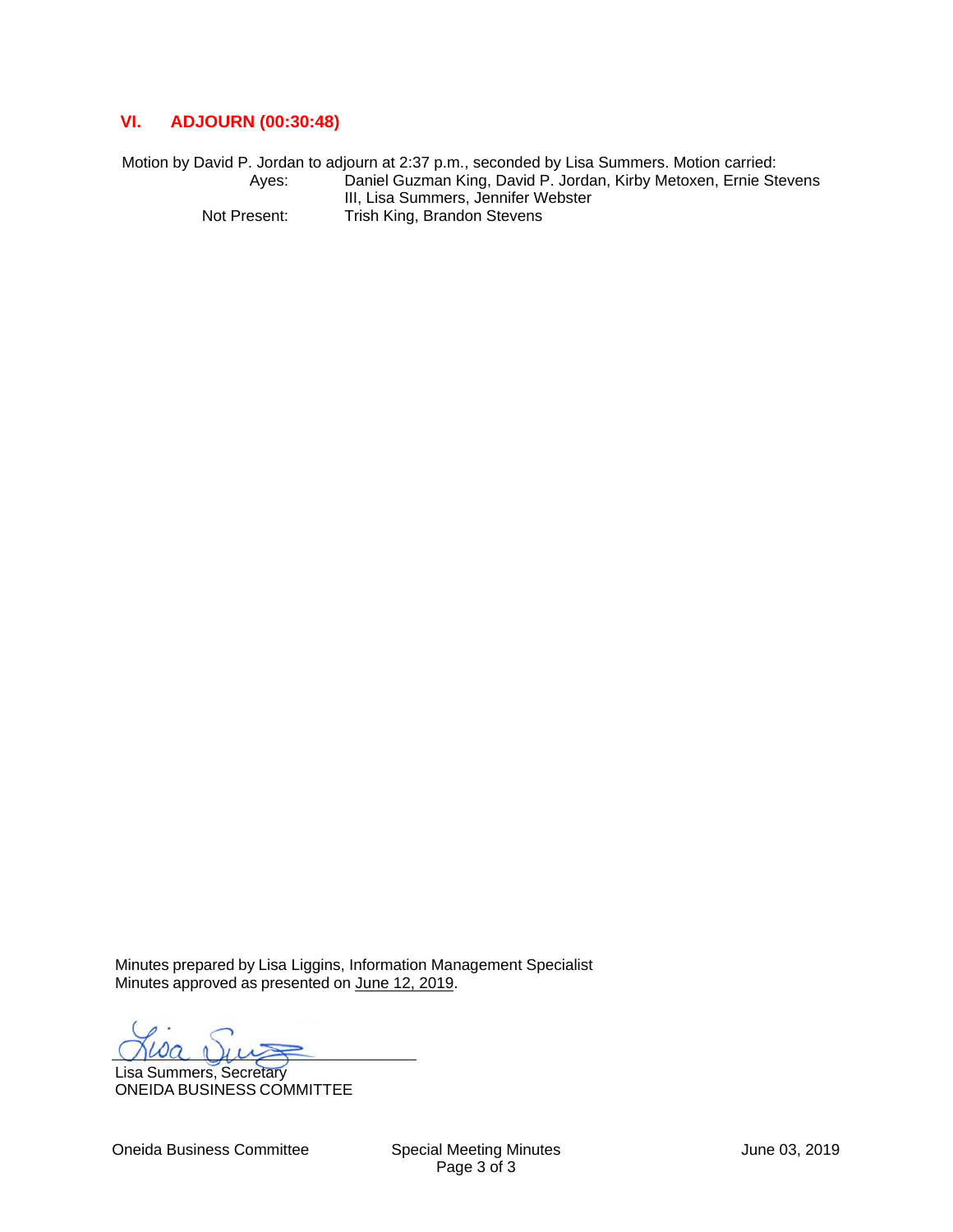## VI. ADJOURN (00:30:48)

Motion by David P. Jordan to adjourn at 2:37 p.m., seconded by Lisa Summers. Motion carried:

| | |
|---|---|
| Ayes: | Daniel Guzman King, David P. Jordan, Kirby Metoxen, Ernie Stevens III, Lisa Summers, Jennifer Webster |
| Not Present: | Trish King, Brandon Stevens |

Minutes prepared by Lisa Liggins, Information Management Specialist
Minutes approved as presented on June 12, 2019.

Lisa Summers, Secretary
ONEIDA BUSINESS COMMITTEE